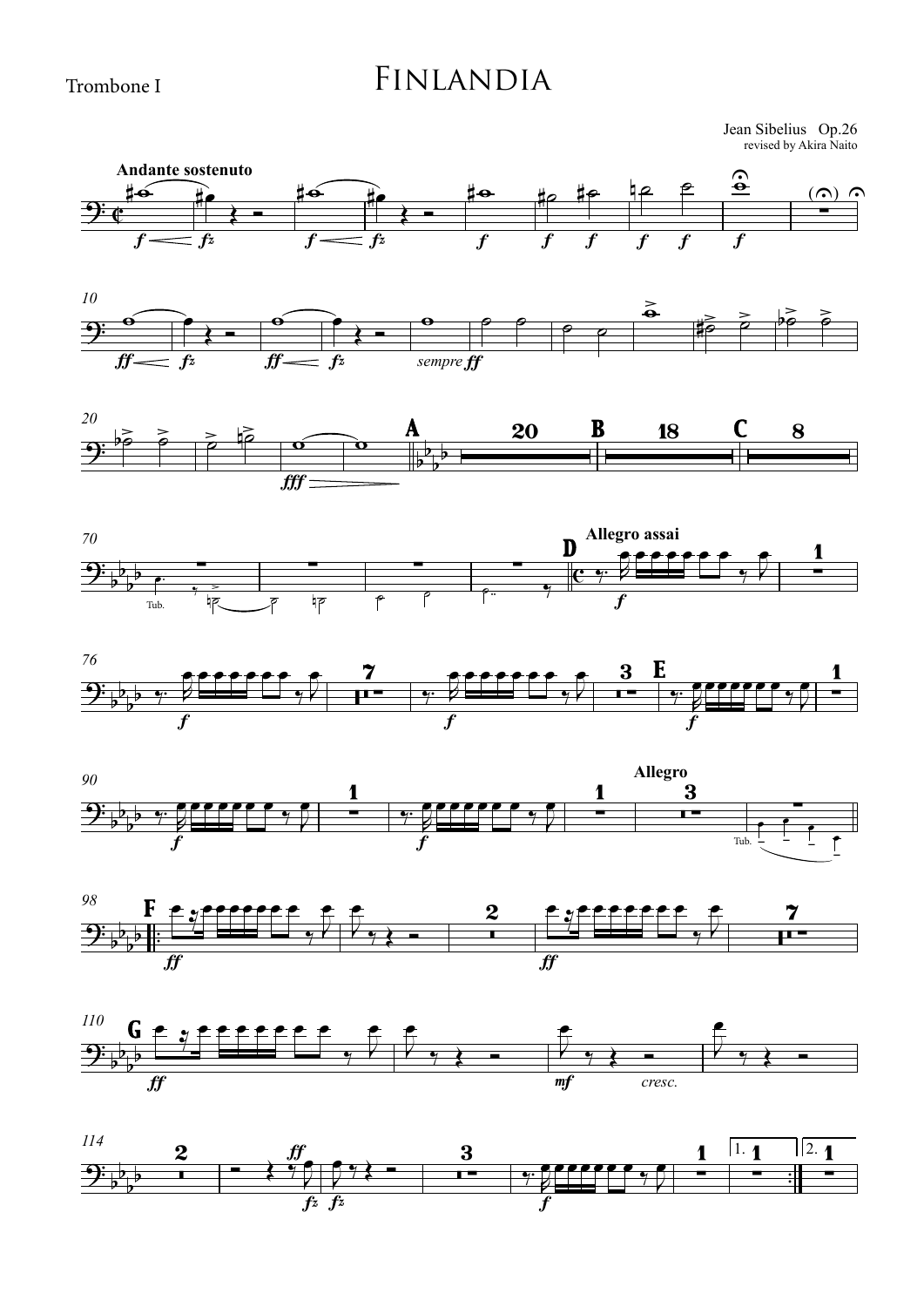Trombone I

# Finlandia

Jean Sibelius Op.26
revised by Akira Naito

**Andante sostenuto**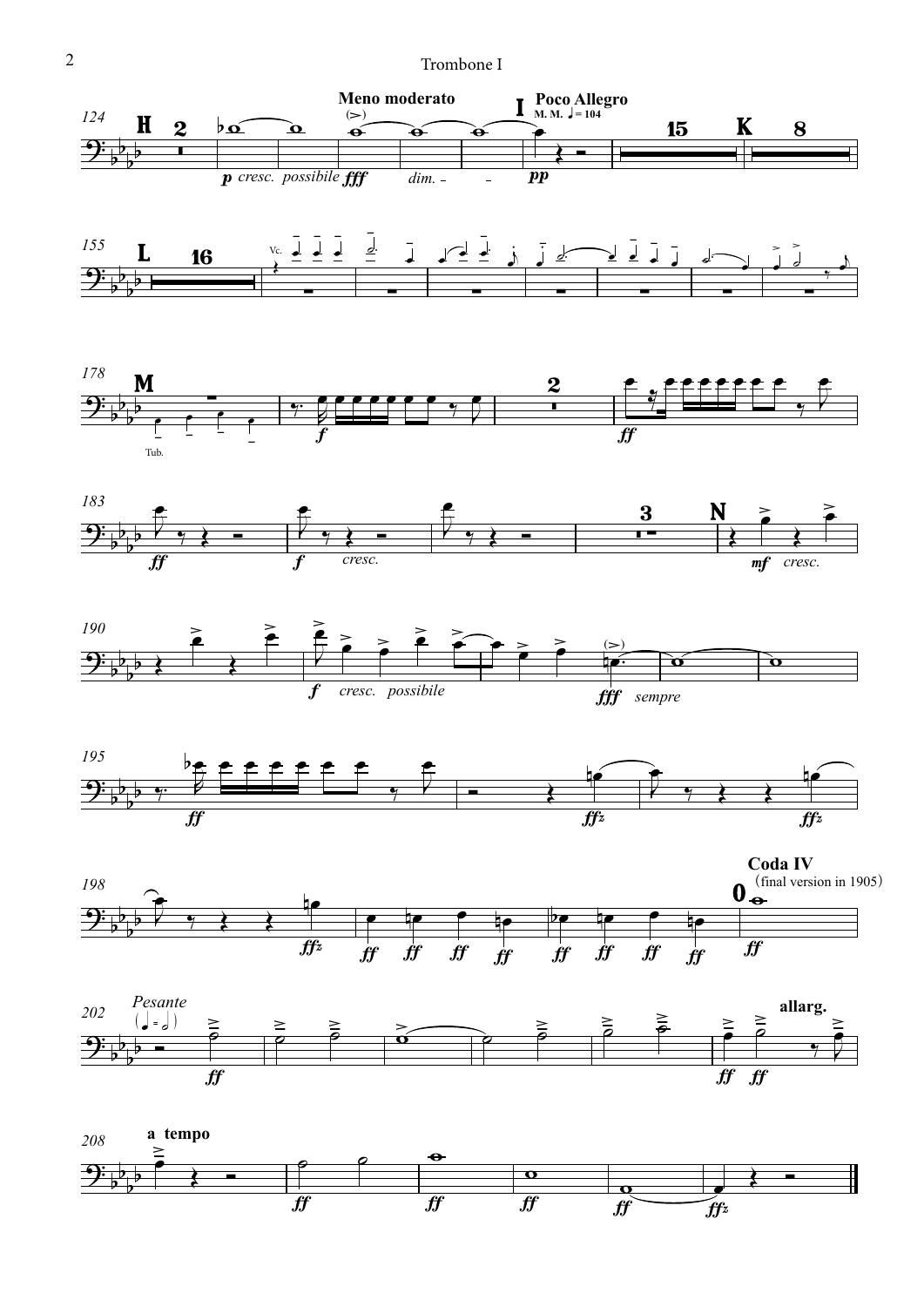Meno moderato

Poco Allegro
M. M. ♩= 104

Coda IV
(final version in 1905)

Pesante

allarg.

a tempo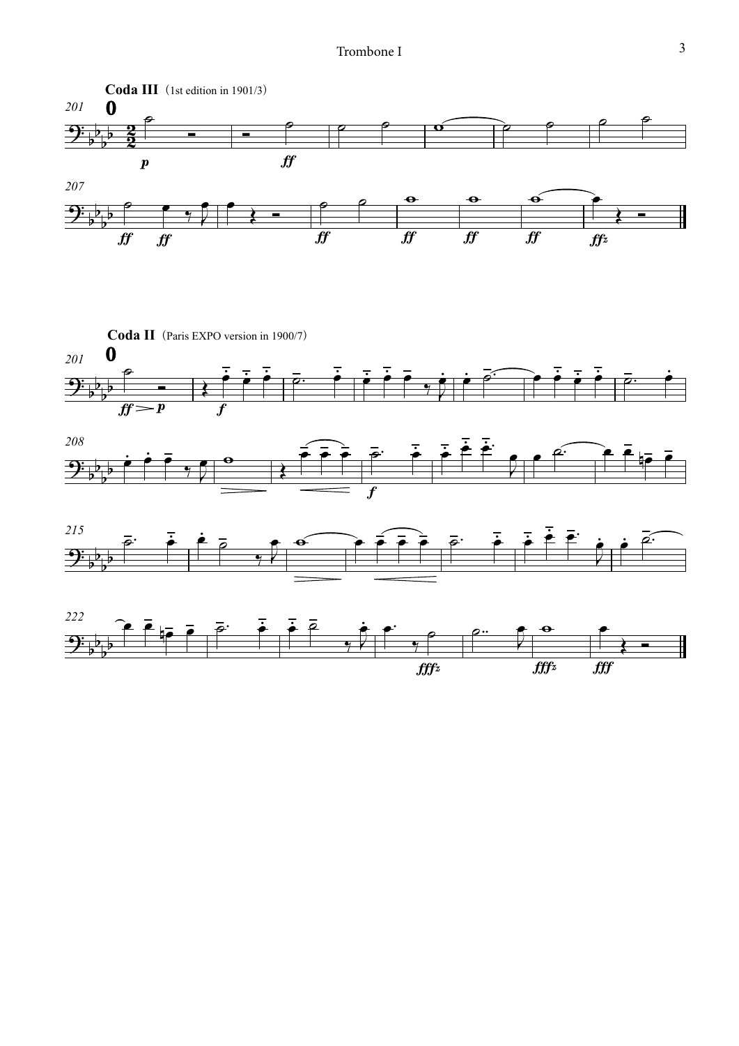**Coda III**（1st edition in 1901/3）

**Coda II**（Paris EXPO version in 1900/7）